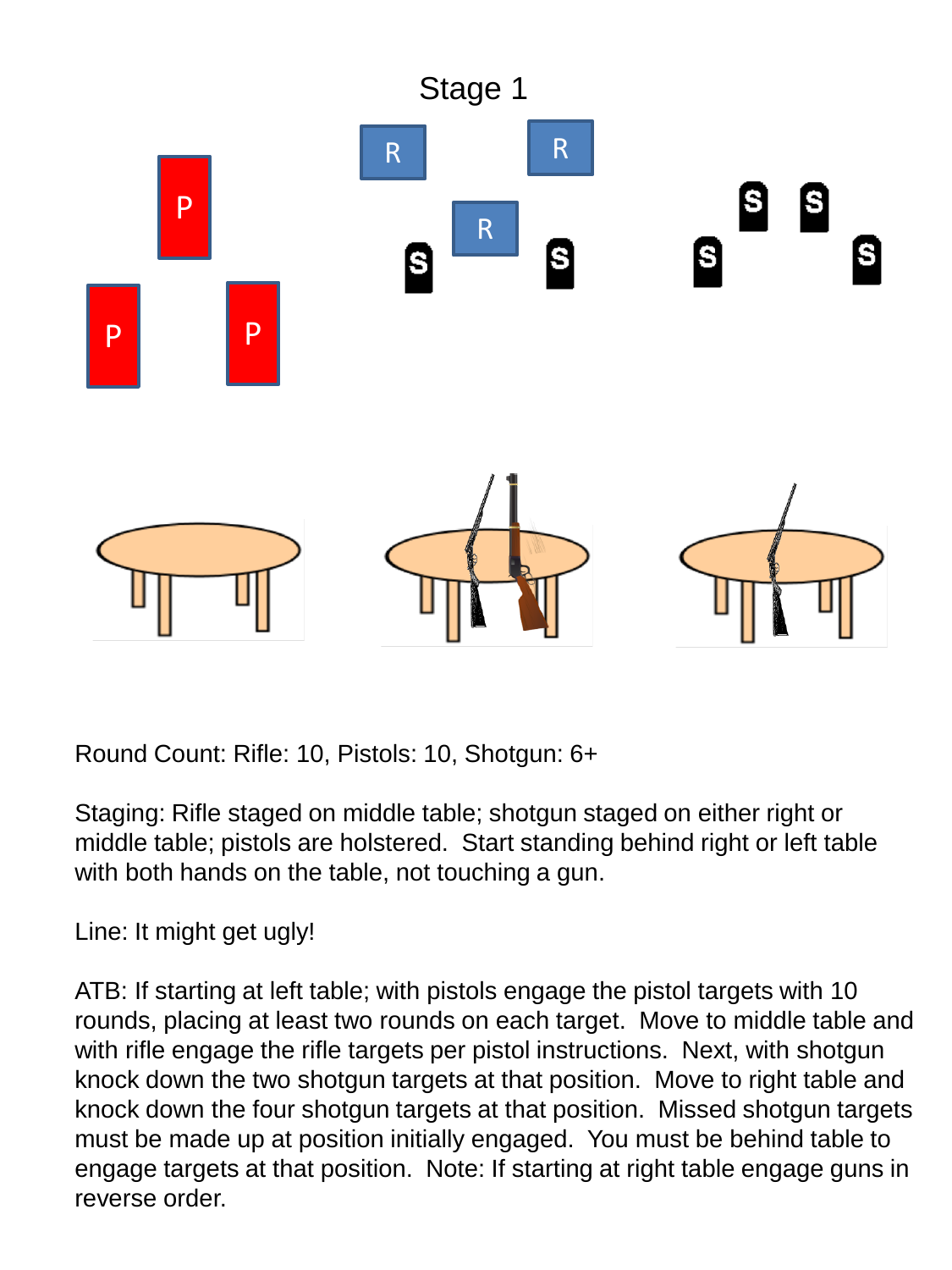# Stage 1

Round Count: Rifle: 10, Pistols: 10, Shotgun: 6+

Staging: Rifle staged on middle table; shotgun staged on either right or middle table; pistols are holstered. Start standing behind right or left table with both hands on the table, not touching a gun.

Line: It might get ugly!

ATB: If starting at left table; with pistols engage the pistol targets with 10 rounds, placing at least two rounds on each target. Move to middle table and with rifle engage the rifle targets per pistol instructions. Next, with shotgun knock down the two shotgun targets at that position. Move to right table and knock down the four shotgun targets at that position. Missed shotgun targets must be made up at position initially engaged. You must be behind table to engage targets at that position. Note: If starting at right table engage guns in reverse order.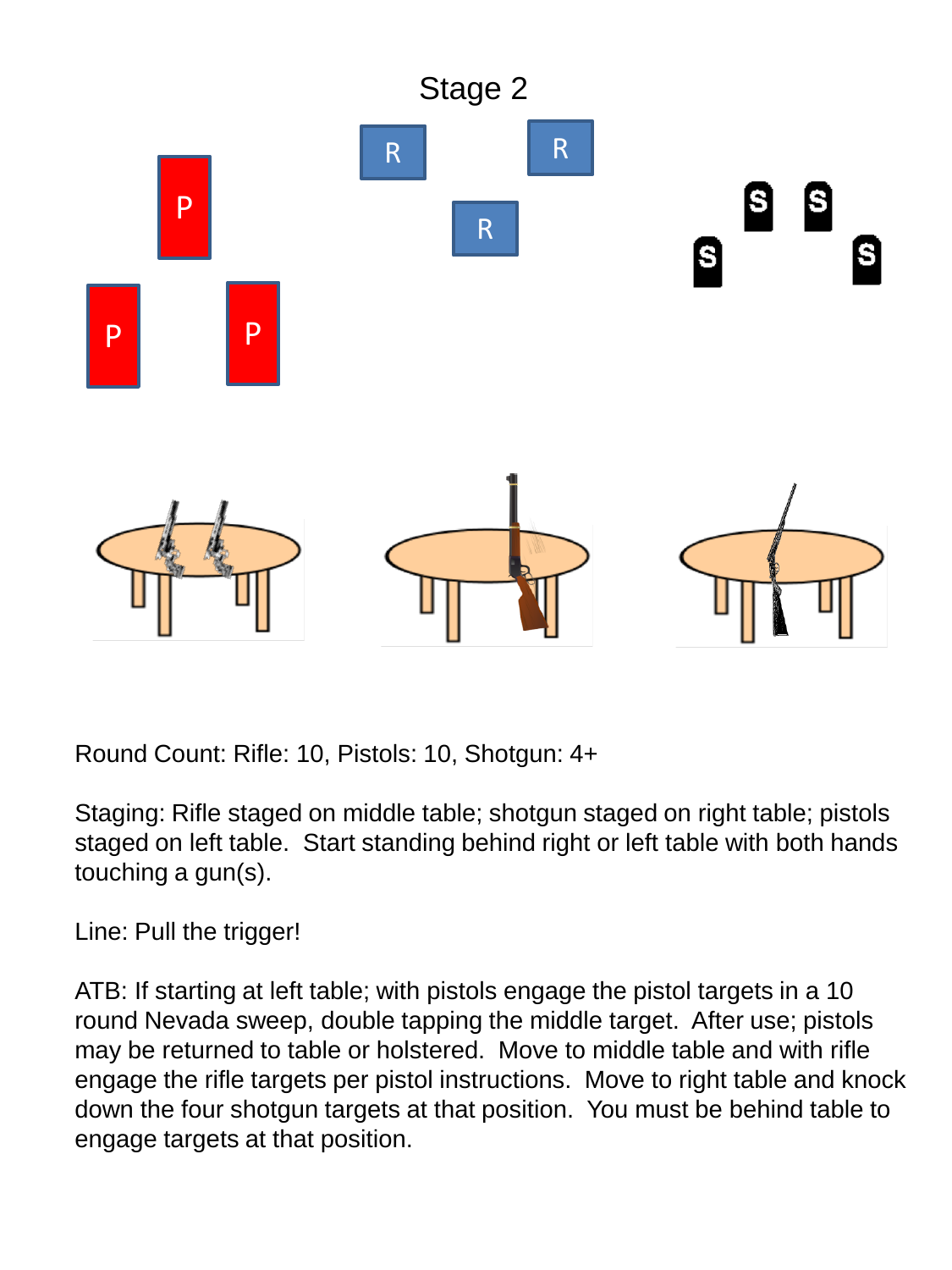# Stage 2

Round Count: Rifle: 10, Pistols: 10, Shotgun: 4+

Staging: Rifle staged on middle table; shotgun staged on right table; pistols staged on left table. Start standing behind right or left table with both hands touching a gun(s).

Line: Pull the trigger!

ATB: If starting at left table; with pistols engage the pistol targets in a 10 round Nevada sweep, double tapping the middle target. After use; pistols may be returned to table or holstered. Move to middle table and with rifle engage the rifle targets per pistol instructions. Move to right table and knock down the four shotgun targets at that position. You must be behind table to engage targets at that position.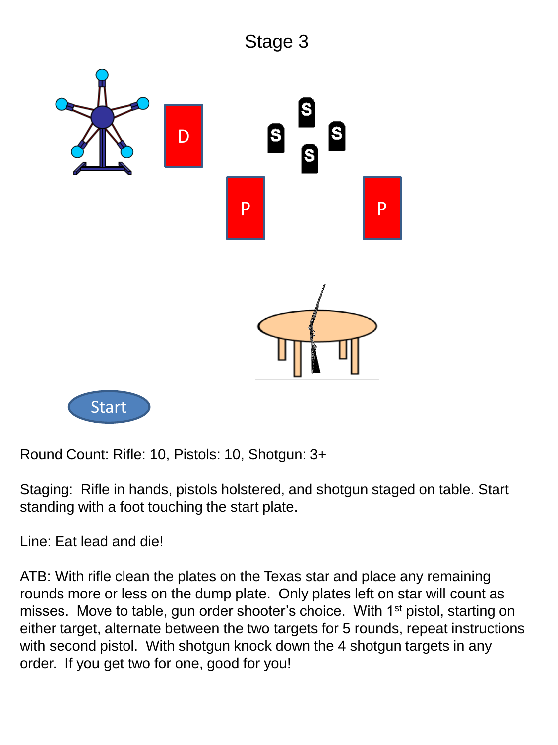# Stage 3

D

S S S S

P P

Start

Round Count: Rifle: 10, Pistols: 10, Shotgun: 3+

Staging: Rifle in hands, pistols holstered, and shotgun staged on table. Start standing with a foot touching the start plate.

Line: Eat lead and die!

ATB: With rifle clean the plates on the Texas star and place any remaining rounds more or less on the dump plate. Only plates left on star will count as misses. Move to table, gun order shooter's choice. With 1st pistol, starting on either target, alternate between the two targets for 5 rounds, repeat instructions with second pistol. With shotgun knock down the 4 shotgun targets in any order. If you get two for one, good for you!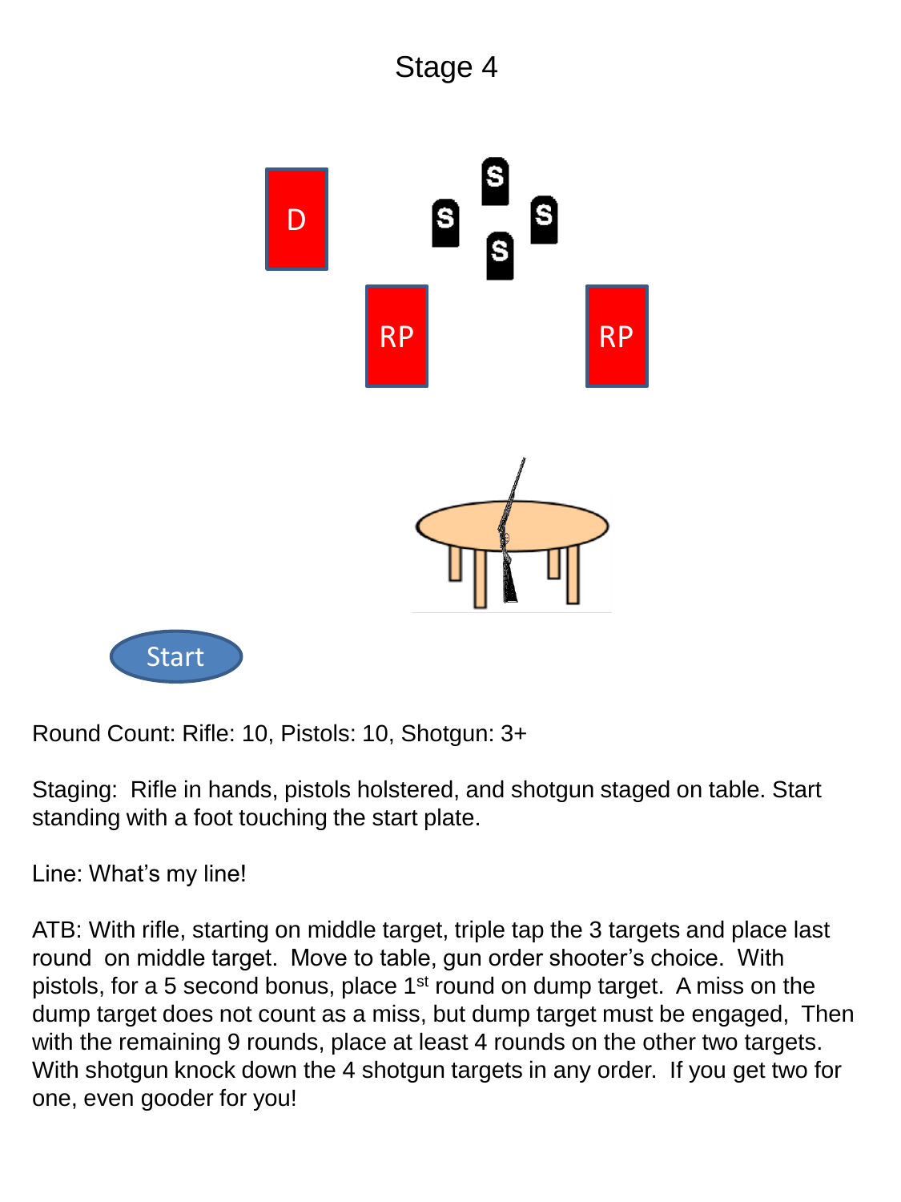# Stage 4

D

S S S S

RP RP

Start

Round Count: Rifle: 10, Pistols: 10, Shotgun: 3+

Staging: Rifle in hands, pistols holstered, and shotgun staged on table. Start standing with a foot touching the start plate.

Line: What's my line!

ATB: With rifle, starting on middle target, triple tap the 3 targets and place last round on middle target. Move to table, gun order shooter's choice. With pistols, for a 5 second bonus, place 1st round on dump target. A miss on the dump target does not count as a miss, but dump target must be engaged, Then with the remaining 9 rounds, place at least 4 rounds on the other two targets. With shotgun knock down the 4 shotgun targets in any order. If you get two for one, even gooder for you!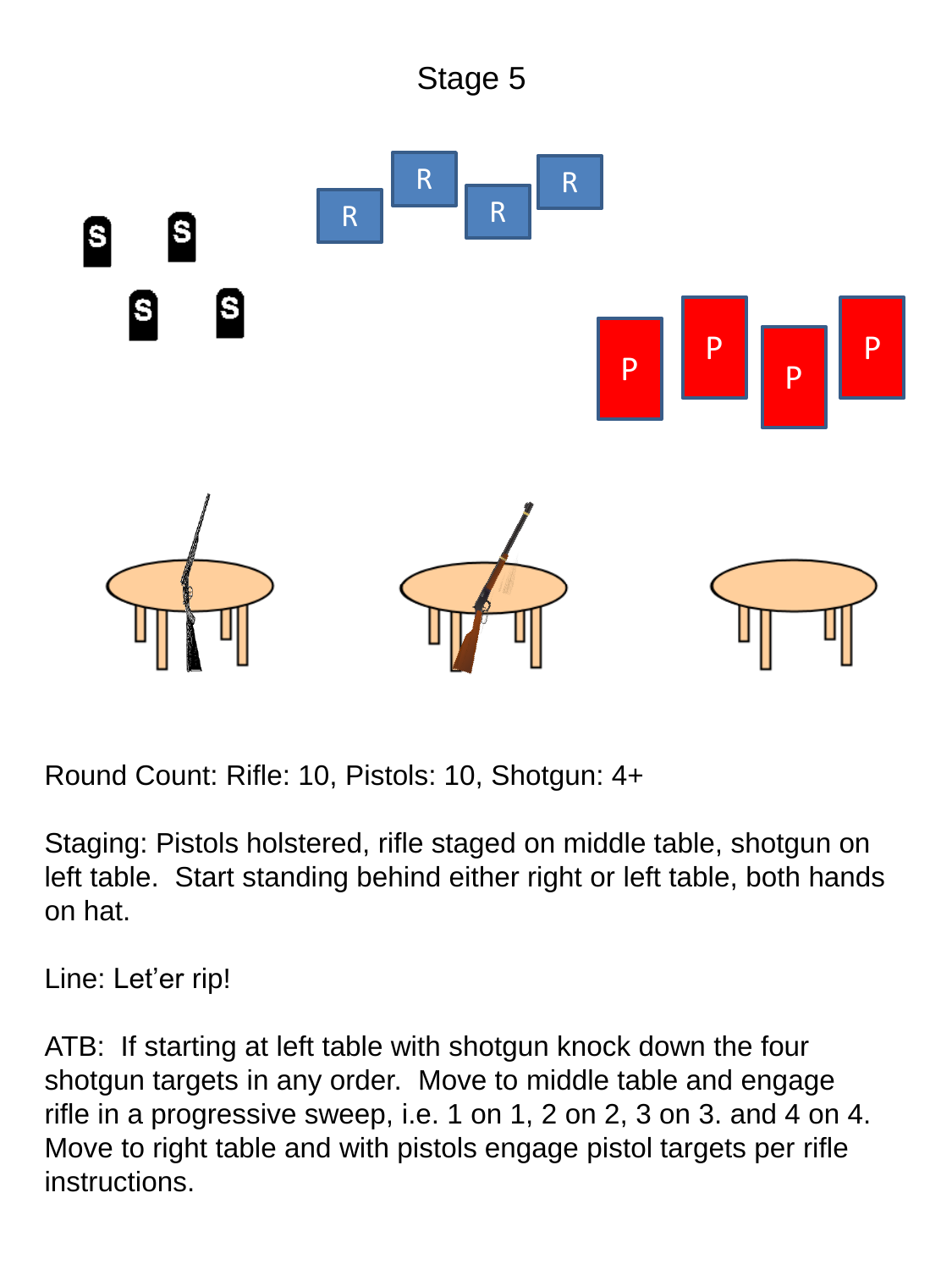# Stage 5

Round Count: Rifle: 10, Pistols: 10, Shotgun: 4+

Staging: Pistols holstered, rifle staged on middle table, shotgun on left table. Start standing behind either right or left table, both hands on hat.

Line: Let'er rip!

ATB: If starting at left table with shotgun knock down the four shotgun targets in any order. Move to middle table and engage rifle in a progressive sweep, i.e. 1 on 1, 2 on 2, 3 on 3. and 4 on 4. Move to right table and with pistols engage pistol targets per rifle instructions.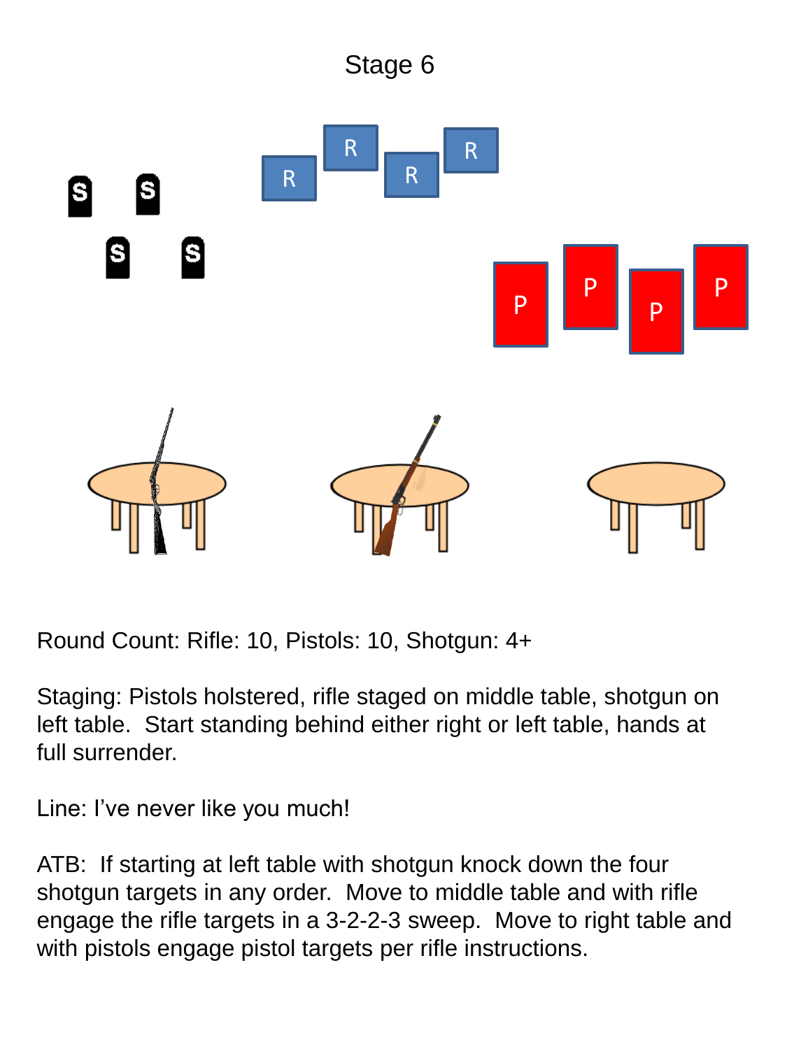# Stage 6

S S S S

R R R R

P P P P

Round Count: Rifle: 10, Pistols: 10, Shotgun: 4+

Staging: Pistols holstered, rifle staged on middle table, shotgun on left table. Start standing behind either right or left table, hands at full surrender.

Line: I've never like you much!

ATB: If starting at left table with shotgun knock down the four shotgun targets in any order. Move to middle table and with rifle engage the rifle targets in a 3-2-2-3 sweep. Move to right table and with pistols engage pistol targets per rifle instructions.